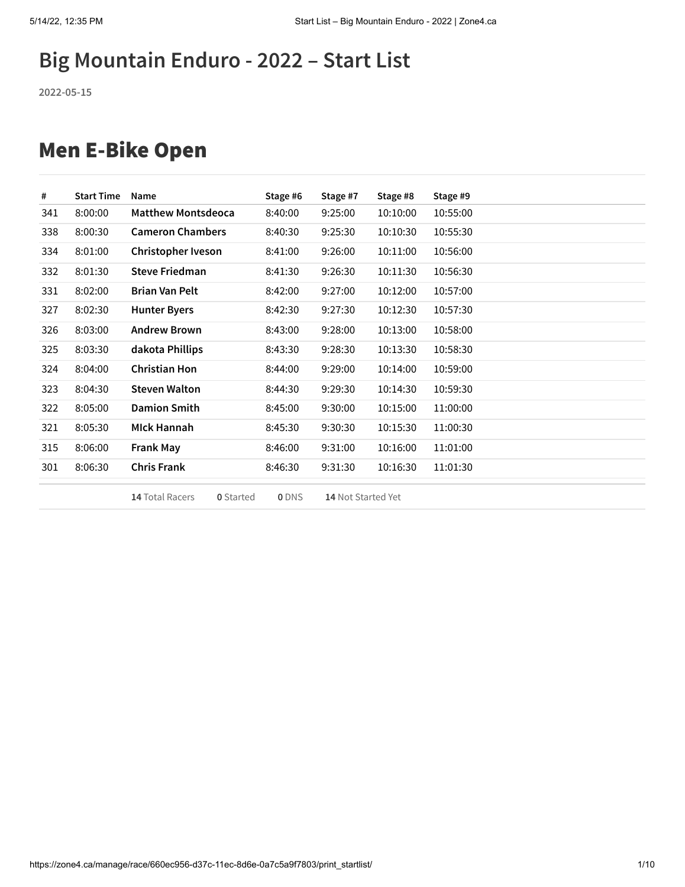# Big Mountain Enduro - 2022 – Start List

**2022-05-15**

## Men E-Bike Open

| # | Start Time | Name | Stage #6 | Stage #7 | Stage #8 | Stage #9 |
|---|---|---|---|---|---|---|
| 341 | 8:00:00 | **Matthew Montsdeoca** | 8:40:00 | 9:25:00 | 10:10:00 | 10:55:00 |
| 338 | 8:00:30 | **Cameron Chambers** | 8:40:30 | 9:25:30 | 10:10:30 | 10:55:30 |
| 334 | 8:01:00 | **Christopher Iveson** | 8:41:00 | 9:26:00 | 10:11:00 | 10:56:00 |
| 332 | 8:01:30 | **Steve Friedman** | 8:41:30 | 9:26:30 | 10:11:30 | 10:56:30 |
| 331 | 8:02:00 | **Brian Van Pelt** | 8:42:00 | 9:27:00 | 10:12:00 | 10:57:00 |
| 327 | 8:02:30 | **Hunter Byers** | 8:42:30 | 9:27:30 | 10:12:30 | 10:57:30 |
| 326 | 8:03:00 | **Andrew Brown** | 8:43:00 | 9:28:00 | 10:13:00 | 10:58:00 |
| 325 | 8:03:30 | **dakota Phillips** | 8:43:30 | 9:28:30 | 10:13:30 | 10:58:30 |
| 324 | 8:04:00 | **Christian Hon** | 8:44:00 | 9:29:00 | 10:14:00 | 10:59:00 |
| 323 | 8:04:30 | **Steven Walton** | 8:44:30 | 9:29:30 | 10:14:30 | 10:59:30 |
| 322 | 8:05:00 | **Damion Smith** | 8:45:00 | 9:30:00 | 10:15:00 | 11:00:00 |
| 321 | 8:05:30 | **MIck Hannah** | 8:45:30 | 9:30:30 | 10:15:30 | 11:00:30 |
| 315 | 8:06:00 | **Frank May** | 8:46:00 | 9:31:00 | 10:16:00 | 11:01:00 |
| 301 | 8:06:30 | **Chris Frank** | 8:46:30 | 9:31:30 | 10:16:30 | 11:01:30 |

**14** Total Racers **0** Started **0** DNS **14** Not Started Yet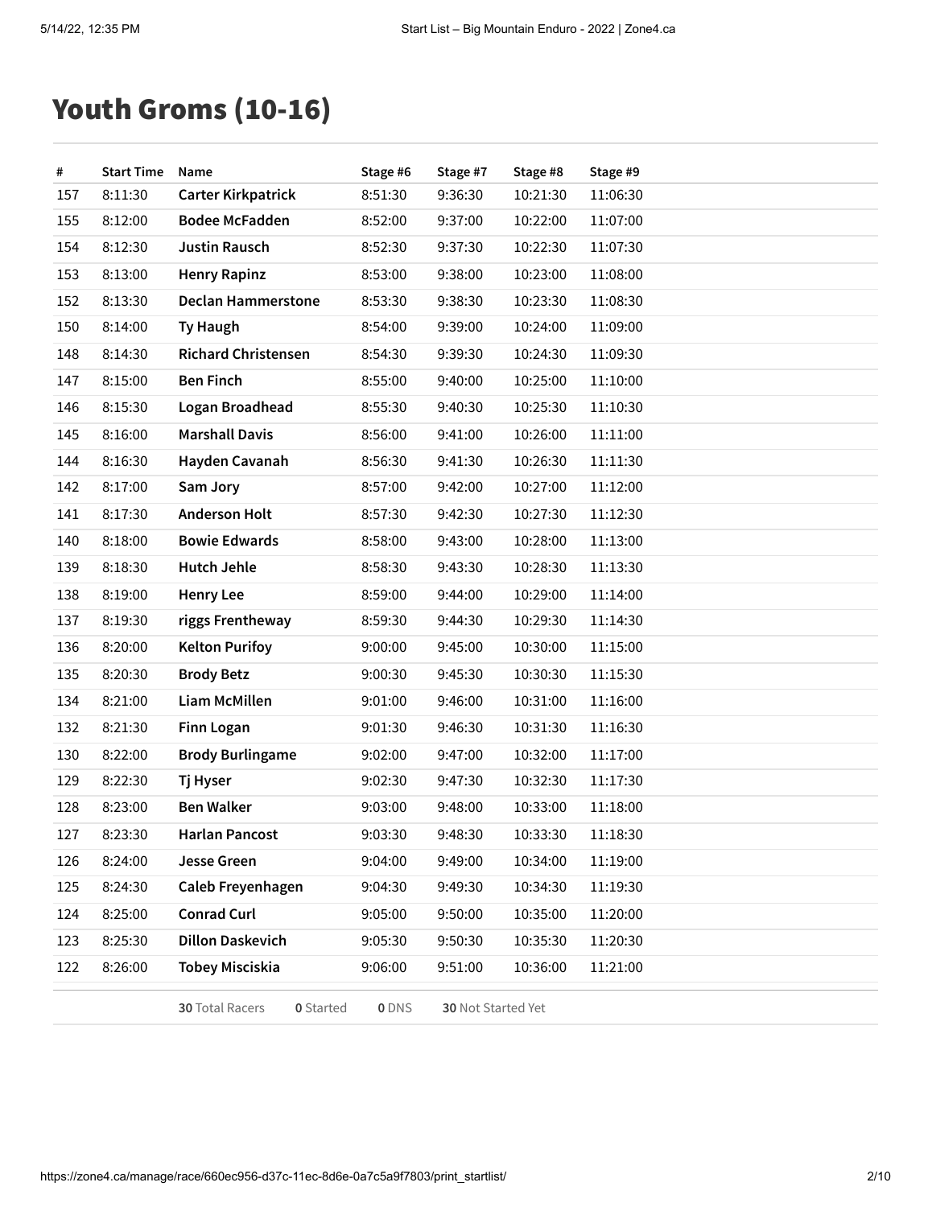# Youth Groms (10-16)

| # | Start Time | Name | Stage #6 | Stage #7 | Stage #8 | Stage #9 |
|---|---|---|---|---|---|---|
| 157 | 8:11:30 | **Carter Kirkpatrick** | 8:51:30 | 9:36:30 | 10:21:30 | 11:06:30 |
| 155 | 8:12:00 | **Bodee McFadden** | 8:52:00 | 9:37:00 | 10:22:00 | 11:07:00 |
| 154 | 8:12:30 | **Justin Rausch** | 8:52:30 | 9:37:30 | 10:22:30 | 11:07:30 |
| 153 | 8:13:00 | **Henry Rapinz** | 8:53:00 | 9:38:00 | 10:23:00 | 11:08:00 |
| 152 | 8:13:30 | **Declan Hammerstone** | 8:53:30 | 9:38:30 | 10:23:30 | 11:08:30 |
| 150 | 8:14:00 | **Ty Haugh** | 8:54:00 | 9:39:00 | 10:24:00 | 11:09:00 |
| 148 | 8:14:30 | **Richard Christensen** | 8:54:30 | 9:39:30 | 10:24:30 | 11:09:30 |
| 147 | 8:15:00 | **Ben Finch** | 8:55:00 | 9:40:00 | 10:25:00 | 11:10:00 |
| 146 | 8:15:30 | **Logan Broadhead** | 8:55:30 | 9:40:30 | 10:25:30 | 11:10:30 |
| 145 | 8:16:00 | **Marshall Davis** | 8:56:00 | 9:41:00 | 10:26:00 | 11:11:00 |
| 144 | 8:16:30 | **Hayden Cavanah** | 8:56:30 | 9:41:30 | 10:26:30 | 11:11:30 |
| 142 | 8:17:00 | **Sam Jory** | 8:57:00 | 9:42:00 | 10:27:00 | 11:12:00 |
| 141 | 8:17:30 | **Anderson Holt** | 8:57:30 | 9:42:30 | 10:27:30 | 11:12:30 |
| 140 | 8:18:00 | **Bowie Edwards** | 8:58:00 | 9:43:00 | 10:28:00 | 11:13:00 |
| 139 | 8:18:30 | **Hutch Jehle** | 8:58:30 | 9:43:30 | 10:28:30 | 11:13:30 |
| 138 | 8:19:00 | **Henry Lee** | 8:59:00 | 9:44:00 | 10:29:00 | 11:14:00 |
| 137 | 8:19:30 | **riggs Frentheway** | 8:59:30 | 9:44:30 | 10:29:30 | 11:14:30 |
| 136 | 8:20:00 | **Kelton Purifoy** | 9:00:00 | 9:45:00 | 10:30:00 | 11:15:00 |
| 135 | 8:20:30 | **Brody Betz** | 9:00:30 | 9:45:30 | 10:30:30 | 11:15:30 |
| 134 | 8:21:00 | **Liam McMillen** | 9:01:00 | 9:46:00 | 10:31:00 | 11:16:00 |
| 132 | 8:21:30 | **Finn Logan** | 9:01:30 | 9:46:30 | 10:31:30 | 11:16:30 |
| 130 | 8:22:00 | **Brody Burlingame** | 9:02:00 | 9:47:00 | 10:32:00 | 11:17:00 |
| 129 | 8:22:30 | **Tj Hyser** | 9:02:30 | 9:47:30 | 10:32:30 | 11:17:30 |
| 128 | 8:23:00 | **Ben Walker** | 9:03:00 | 9:48:00 | 10:33:00 | 11:18:00 |
| 127 | 8:23:30 | **Harlan Pancost** | 9:03:30 | 9:48:30 | 10:33:30 | 11:18:30 |
| 126 | 8:24:00 | **Jesse Green** | 9:04:00 | 9:49:00 | 10:34:00 | 11:19:00 |
| 125 | 8:24:30 | **Caleb Freyenhagen** | 9:04:30 | 9:49:30 | 10:34:30 | 11:19:30 |
| 124 | 8:25:00 | **Conrad Curl** | 9:05:00 | 9:50:00 | 10:35:00 | 11:20:00 |
| 123 | 8:25:30 | **Dillon Daskevich** | 9:05:30 | 9:50:30 | 10:35:30 | 11:20:30 |
| 122 | 8:26:00 | **Tobey Misciskia** | 9:06:00 | 9:51:00 | 10:36:00 | 11:21:00 |

**30** Total Racers **0** Started **0** DNS **30** Not Started Yet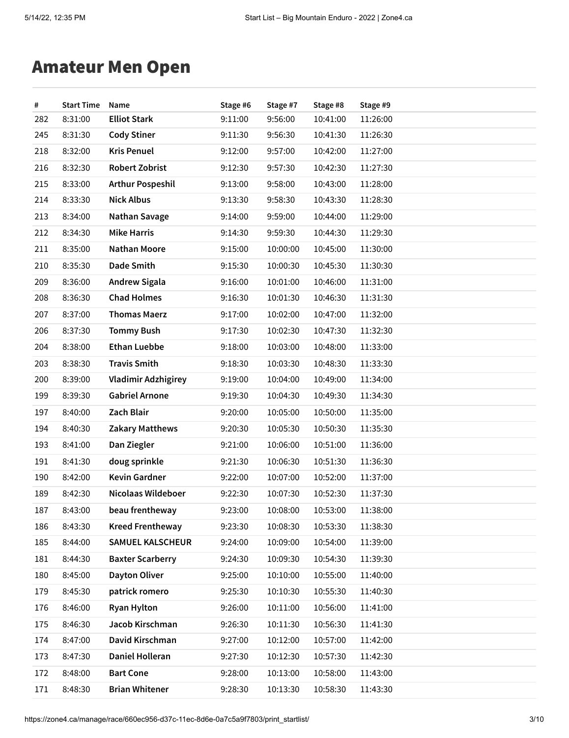# Amateur Men Open

| # | Start Time | Name | Stage #6 | Stage #7 | Stage #8 | Stage #9 |
|---|---|---|---|---|---|---|
| 282 | 8:31:00 | **Elliot Stark** | 9:11:00 | 9:56:00 | 10:41:00 | 11:26:00 |
| 245 | 8:31:30 | **Cody Stiner** | 9:11:30 | 9:56:30 | 10:41:30 | 11:26:30 |
| 218 | 8:32:00 | **Kris Penuel** | 9:12:00 | 9:57:00 | 10:42:00 | 11:27:00 |
| 216 | 8:32:30 | **Robert Zobrist** | 9:12:30 | 9:57:30 | 10:42:30 | 11:27:30 |
| 215 | 8:33:00 | **Arthur Pospeshil** | 9:13:00 | 9:58:00 | 10:43:00 | 11:28:00 |
| 214 | 8:33:30 | **Nick Albus** | 9:13:30 | 9:58:30 | 10:43:30 | 11:28:30 |
| 213 | 8:34:00 | **Nathan Savage** | 9:14:00 | 9:59:00 | 10:44:00 | 11:29:00 |
| 212 | 8:34:30 | **Mike Harris** | 9:14:30 | 9:59:30 | 10:44:30 | 11:29:30 |
| 211 | 8:35:00 | **Nathan Moore** | 9:15:00 | 10:00:00 | 10:45:00 | 11:30:00 |
| 210 | 8:35:30 | **Dade Smith** | 9:15:30 | 10:00:30 | 10:45:30 | 11:30:30 |
| 209 | 8:36:00 | **Andrew Sigala** | 9:16:00 | 10:01:00 | 10:46:00 | 11:31:00 |
| 208 | 8:36:30 | **Chad Holmes** | 9:16:30 | 10:01:30 | 10:46:30 | 11:31:30 |
| 207 | 8:37:00 | **Thomas Maerz** | 9:17:00 | 10:02:00 | 10:47:00 | 11:32:00 |
| 206 | 8:37:30 | **Tommy Bush** | 9:17:30 | 10:02:30 | 10:47:30 | 11:32:30 |
| 204 | 8:38:00 | **Ethan Luebbe** | 9:18:00 | 10:03:00 | 10:48:00 | 11:33:00 |
| 203 | 8:38:30 | **Travis Smith** | 9:18:30 | 10:03:30 | 10:48:30 | 11:33:30 |
| 200 | 8:39:00 | **Vladimir Adzhigirey** | 9:19:00 | 10:04:00 | 10:49:00 | 11:34:00 |
| 199 | 8:39:30 | **Gabriel Arnone** | 9:19:30 | 10:04:30 | 10:49:30 | 11:34:30 |
| 197 | 8:40:00 | **Zach Blair** | 9:20:00 | 10:05:00 | 10:50:00 | 11:35:00 |
| 194 | 8:40:30 | **Zakary Matthews** | 9:20:30 | 10:05:30 | 10:50:30 | 11:35:30 |
| 193 | 8:41:00 | **Dan Ziegler** | 9:21:00 | 10:06:00 | 10:51:00 | 11:36:00 |
| 191 | 8:41:30 | **doug sprinkle** | 9:21:30 | 10:06:30 | 10:51:30 | 11:36:30 |
| 190 | 8:42:00 | **Kevin Gardner** | 9:22:00 | 10:07:00 | 10:52:00 | 11:37:00 |
| 189 | 8:42:30 | **Nicolaas Wildeboer** | 9:22:30 | 10:07:30 | 10:52:30 | 11:37:30 |
| 187 | 8:43:00 | **beau frentheway** | 9:23:00 | 10:08:00 | 10:53:00 | 11:38:00 |
| 186 | 8:43:30 | **Kreed Frentheway** | 9:23:30 | 10:08:30 | 10:53:30 | 11:38:30 |
| 185 | 8:44:00 | **SAMUEL KALSCHEUR** | 9:24:00 | 10:09:00 | 10:54:00 | 11:39:00 |
| 181 | 8:44:30 | **Baxter Scarberry** | 9:24:30 | 10:09:30 | 10:54:30 | 11:39:30 |
| 180 | 8:45:00 | **Dayton Oliver** | 9:25:00 | 10:10:00 | 10:55:00 | 11:40:00 |
| 179 | 8:45:30 | **patrick romero** | 9:25:30 | 10:10:30 | 10:55:30 | 11:40:30 |
| 176 | 8:46:00 | **Ryan Hylton** | 9:26:00 | 10:11:00 | 10:56:00 | 11:41:00 |
| 175 | 8:46:30 | **Jacob Kirschman** | 9:26:30 | 10:11:30 | 10:56:30 | 11:41:30 |
| 174 | 8:47:00 | **David Kirschman** | 9:27:00 | 10:12:00 | 10:57:00 | 11:42:00 |
| 173 | 8:47:30 | **Daniel Holleran** | 9:27:30 | 10:12:30 | 10:57:30 | 11:42:30 |
| 172 | 8:48:00 | **Bart Cone** | 9:28:00 | 10:13:00 | 10:58:00 | 11:43:00 |
| 171 | 8:48:30 | **Brian Whitener** | 9:28:30 | 10:13:30 | 10:58:30 | 11:43:30 |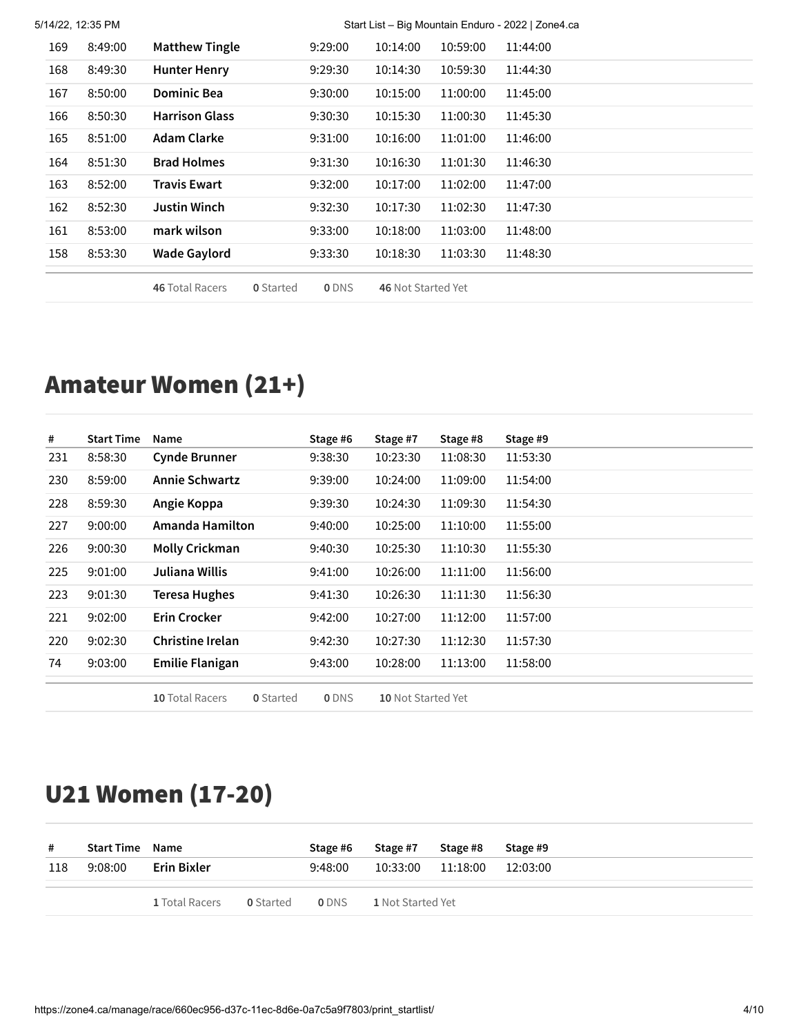| # | Start Time | Name | Stage #6 | Stage #7 | Stage #8 | Stage #9 |
|---|---|---|---|---|---|---|
| 169 | 8:49:00 | **Matthew Tingle** | 9:29:00 | 10:14:00 | 10:59:00 | 11:44:00 |
| 168 | 8:49:30 | **Hunter Henry** | 9:29:30 | 10:14:30 | 10:59:30 | 11:44:30 |
| 167 | 8:50:00 | **Dominic Bea** | 9:30:00 | 10:15:00 | 11:00:00 | 11:45:00 |
| 166 | 8:50:30 | **Harrison Glass** | 9:30:30 | 10:15:30 | 11:00:30 | 11:45:30 |
| 165 | 8:51:00 | **Adam Clarke** | 9:31:00 | 10:16:00 | 11:01:00 | 11:46:00 |
| 164 | 8:51:30 | **Brad Holmes** | 9:31:30 | 10:16:30 | 11:01:30 | 11:46:30 |
| 163 | 8:52:00 | **Travis Ewart** | 9:32:00 | 10:17:00 | 11:02:00 | 11:47:00 |
| 162 | 8:52:30 | **Justin Winch** | 9:32:30 | 10:17:30 | 11:02:30 | 11:47:30 |
| 161 | 8:53:00 | **mark wilson** | 9:33:00 | 10:18:00 | 11:03:00 | 11:48:00 |
| 158 | 8:53:30 | **Wade Gaylord** | 9:33:30 | 10:18:30 | 11:03:30 | 11:48:30 |

**46** Total Racers **0** Started **0** DNS **46** Not Started Yet

## Amateur Women (21+)

| # | Start Time | Name | Stage #6 | Stage #7 | Stage #8 | Stage #9 |
|---|---|---|---|---|---|---|
| 231 | 8:58:30 | **Cynde Brunner** | 9:38:30 | 10:23:30 | 11:08:30 | 11:53:30 |
| 230 | 8:59:00 | **Annie Schwartz** | 9:39:00 | 10:24:00 | 11:09:00 | 11:54:00 |
| 228 | 8:59:30 | **Angie Koppa** | 9:39:30 | 10:24:30 | 11:09:30 | 11:54:30 |
| 227 | 9:00:00 | **Amanda Hamilton** | 9:40:00 | 10:25:00 | 11:10:00 | 11:55:00 |
| 226 | 9:00:30 | **Molly Crickman** | 9:40:30 | 10:25:30 | 11:10:30 | 11:55:30 |
| 225 | 9:01:00 | **Juliana Willis** | 9:41:00 | 10:26:00 | 11:11:00 | 11:56:00 |
| 223 | 9:01:30 | **Teresa Hughes** | 9:41:30 | 10:26:30 | 11:11:30 | 11:56:30 |
| 221 | 9:02:00 | **Erin Crocker** | 9:42:00 | 10:27:00 | 11:12:00 | 11:57:00 |
| 220 | 9:02:30 | **Christine Irelan** | 9:42:30 | 10:27:30 | 11:12:30 | 11:57:30 |
| 74 | 9:03:00 | **Emilie Flanigan** | 9:43:00 | 10:28:00 | 11:13:00 | 11:58:00 |

**10** Total Racers **0** Started **0** DNS **10** Not Started Yet

## U21 Women (17-20)

| # | Start Time | Name | Stage #6 | Stage #7 | Stage #8 | Stage #9 |
|---|---|---|---|---|---|---|
| 118 | 9:08:00 | **Erin Bixler** | 9:48:00 | 10:33:00 | 11:18:00 | 12:03:00 |

**1** Total Racers **0** Started **0** DNS **1** Not Started Yet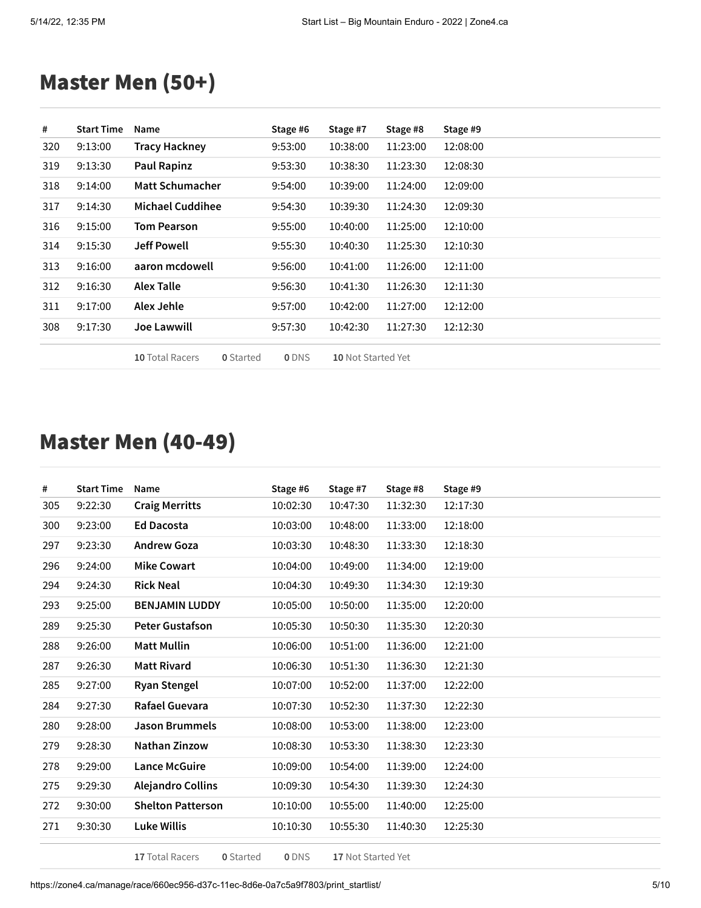## Master Men (50+)

| # | Start Time | Name | Stage #6 | Stage #7 | Stage #8 | Stage #9 |
|---|---|---|---|---|---|---|
| 320 | 9:13:00 | **Tracy Hackney** | 9:53:00 | 10:38:00 | 11:23:00 | 12:08:00 |
| 319 | 9:13:30 | **Paul Rapinz** | 9:53:30 | 10:38:30 | 11:23:30 | 12:08:30 |
| 318 | 9:14:00 | **Matt Schumacher** | 9:54:00 | 10:39:00 | 11:24:00 | 12:09:00 |
| 317 | 9:14:30 | **Michael Cuddihee** | 9:54:30 | 10:39:30 | 11:24:30 | 12:09:30 |
| 316 | 9:15:00 | **Tom Pearson** | 9:55:00 | 10:40:00 | 11:25:00 | 12:10:00 |
| 314 | 9:15:30 | **Jeff Powell** | 9:55:30 | 10:40:30 | 11:25:30 | 12:10:30 |
| 313 | 9:16:00 | **aaron mcdowell** | 9:56:00 | 10:41:00 | 11:26:00 | 12:11:00 |
| 312 | 9:16:30 | **Alex Talle** | 9:56:30 | 10:41:30 | 11:26:30 | 12:11:30 |
| 311 | 9:17:00 | **Alex Jehle** | 9:57:00 | 10:42:00 | 11:27:00 | 12:12:00 |
| 308 | 9:17:30 | **Joe Lawwill** | 9:57:30 | 10:42:30 | 11:27:30 | 12:12:30 |

**10** Total Racers **0** Started **0** DNS **10** Not Started Yet

## Master Men (40-49)

| # | Start Time | Name | Stage #6 | Stage #7 | Stage #8 | Stage #9 |
|---|---|---|---|---|---|---|
| 305 | 9:22:30 | **Craig Merritts** | 10:02:30 | 10:47:30 | 11:32:30 | 12:17:30 |
| 300 | 9:23:00 | **Ed Dacosta** | 10:03:00 | 10:48:00 | 11:33:00 | 12:18:00 |
| 297 | 9:23:30 | **Andrew Goza** | 10:03:30 | 10:48:30 | 11:33:30 | 12:18:30 |
| 296 | 9:24:00 | **Mike Cowart** | 10:04:00 | 10:49:00 | 11:34:00 | 12:19:00 |
| 294 | 9:24:30 | **Rick Neal** | 10:04:30 | 10:49:30 | 11:34:30 | 12:19:30 |
| 293 | 9:25:00 | **BENJAMIN LUDDY** | 10:05:00 | 10:50:00 | 11:35:00 | 12:20:00 |
| 289 | 9:25:30 | **Peter Gustafson** | 10:05:30 | 10:50:30 | 11:35:30 | 12:20:30 |
| 288 | 9:26:00 | **Matt Mullin** | 10:06:00 | 10:51:00 | 11:36:00 | 12:21:00 |
| 287 | 9:26:30 | **Matt Rivard** | 10:06:30 | 10:51:30 | 11:36:30 | 12:21:30 |
| 285 | 9:27:00 | **Ryan Stengel** | 10:07:00 | 10:52:00 | 11:37:00 | 12:22:00 |
| 284 | 9:27:30 | **Rafael Guevara** | 10:07:30 | 10:52:30 | 11:37:30 | 12:22:30 |
| 280 | 9:28:00 | **Jason Brummels** | 10:08:00 | 10:53:00 | 11:38:00 | 12:23:00 |
| 279 | 9:28:30 | **Nathan Zinzow** | 10:08:30 | 10:53:30 | 11:38:30 | 12:23:30 |
| 278 | 9:29:00 | **Lance McGuire** | 10:09:00 | 10:54:00 | 11:39:00 | 12:24:00 |
| 275 | 9:29:30 | **Alejandro Collins** | 10:09:30 | 10:54:30 | 11:39:30 | 12:24:30 |
| 272 | 9:30:00 | **Shelton Patterson** | 10:10:00 | 10:55:00 | 11:40:00 | 12:25:00 |
| 271 | 9:30:30 | **Luke Willis** | 10:10:30 | 10:55:30 | 11:40:30 | 12:25:30 |

**17** Total Racers **0** Started **0** DNS **17** Not Started Yet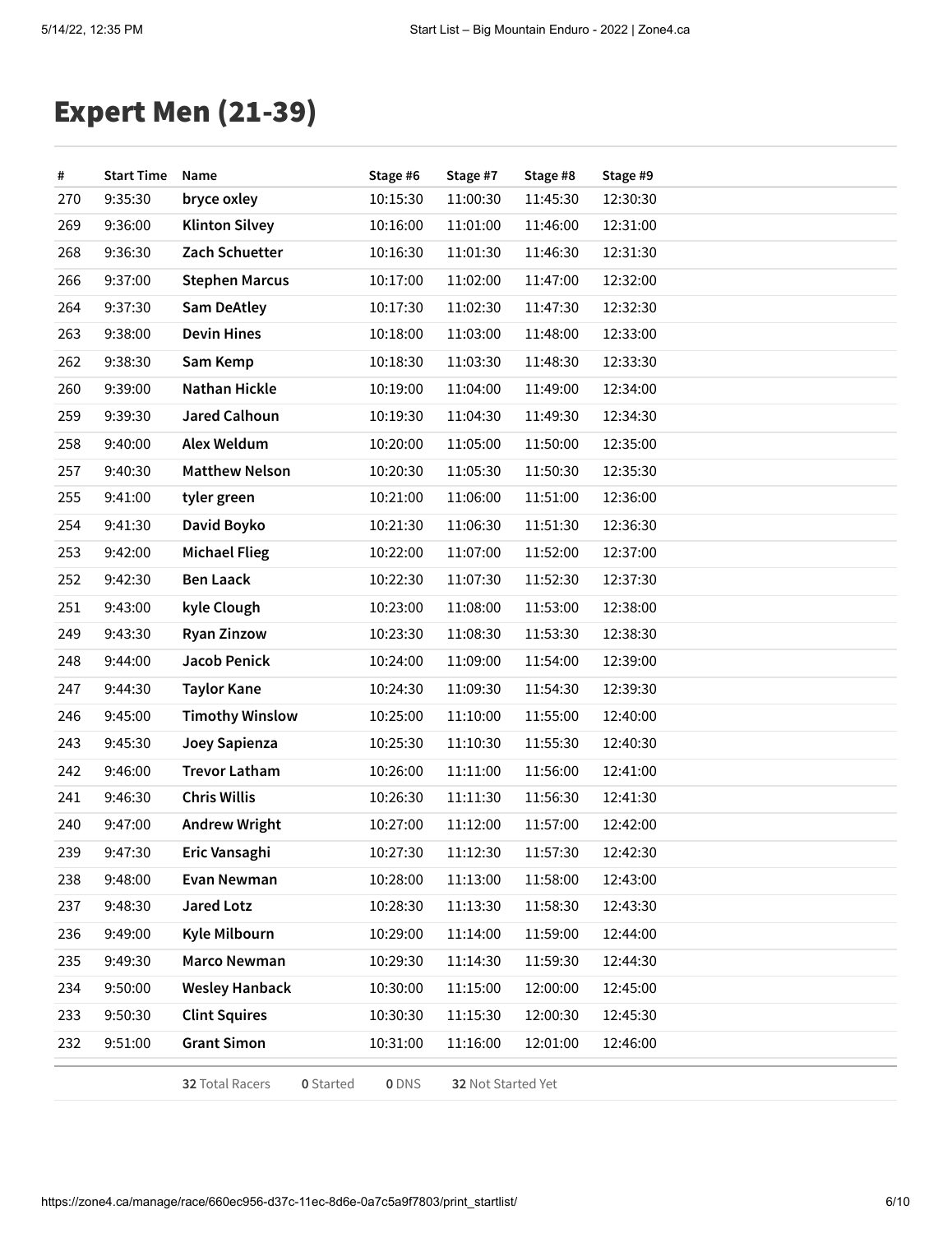# Expert Men (21-39)

| # | Start Time | Name | Stage #6 | Stage #7 | Stage #8 | Stage #9 |
|---|---|---|---|---|---|---|
| 270 | 9:35:30 | **bryce oxley** | 10:15:30 | 11:00:30 | 11:45:30 | 12:30:30 |
| 269 | 9:36:00 | **Klinton Silvey** | 10:16:00 | 11:01:00 | 11:46:00 | 12:31:00 |
| 268 | 9:36:30 | **Zach Schuetter** | 10:16:30 | 11:01:30 | 11:46:30 | 12:31:30 |
| 266 | 9:37:00 | **Stephen Marcus** | 10:17:00 | 11:02:00 | 11:47:00 | 12:32:00 |
| 264 | 9:37:30 | **Sam DeAtley** | 10:17:30 | 11:02:30 | 11:47:30 | 12:32:30 |
| 263 | 9:38:00 | **Devin Hines** | 10:18:00 | 11:03:00 | 11:48:00 | 12:33:00 |
| 262 | 9:38:30 | **Sam Kemp** | 10:18:30 | 11:03:30 | 11:48:30 | 12:33:30 |
| 260 | 9:39:00 | **Nathan Hickle** | 10:19:00 | 11:04:00 | 11:49:00 | 12:34:00 |
| 259 | 9:39:30 | **Jared Calhoun** | 10:19:30 | 11:04:30 | 11:49:30 | 12:34:30 |
| 258 | 9:40:00 | **Alex Weldum** | 10:20:00 | 11:05:00 | 11:50:00 | 12:35:00 |
| 257 | 9:40:30 | **Matthew Nelson** | 10:20:30 | 11:05:30 | 11:50:30 | 12:35:30 |
| 255 | 9:41:00 | **tyler green** | 10:21:00 | 11:06:00 | 11:51:00 | 12:36:00 |
| 254 | 9:41:30 | **David Boyko** | 10:21:30 | 11:06:30 | 11:51:30 | 12:36:30 |
| 253 | 9:42:00 | **Michael Flieg** | 10:22:00 | 11:07:00 | 11:52:00 | 12:37:00 |
| 252 | 9:42:30 | **Ben Laack** | 10:22:30 | 11:07:30 | 11:52:30 | 12:37:30 |
| 251 | 9:43:00 | **kyle Clough** | 10:23:00 | 11:08:00 | 11:53:00 | 12:38:00 |
| 249 | 9:43:30 | **Ryan Zinzow** | 10:23:30 | 11:08:30 | 11:53:30 | 12:38:30 |
| 248 | 9:44:00 | **Jacob Penick** | 10:24:00 | 11:09:00 | 11:54:00 | 12:39:00 |
| 247 | 9:44:30 | **Taylor Kane** | 10:24:30 | 11:09:30 | 11:54:30 | 12:39:30 |
| 246 | 9:45:00 | **Timothy Winslow** | 10:25:00 | 11:10:00 | 11:55:00 | 12:40:00 |
| 243 | 9:45:30 | **Joey Sapienza** | 10:25:30 | 11:10:30 | 11:55:30 | 12:40:30 |
| 242 | 9:46:00 | **Trevor Latham** | 10:26:00 | 11:11:00 | 11:56:00 | 12:41:00 |
| 241 | 9:46:30 | **Chris Willis** | 10:26:30 | 11:11:30 | 11:56:30 | 12:41:30 |
| 240 | 9:47:00 | **Andrew Wright** | 10:27:00 | 11:12:00 | 11:57:00 | 12:42:00 |
| 239 | 9:47:30 | **Eric Vansaghi** | 10:27:30 | 11:12:30 | 11:57:30 | 12:42:30 |
| 238 | 9:48:00 | **Evan Newman** | 10:28:00 | 11:13:00 | 11:58:00 | 12:43:00 |
| 237 | 9:48:30 | **Jared Lotz** | 10:28:30 | 11:13:30 | 11:58:30 | 12:43:30 |
| 236 | 9:49:00 | **Kyle Milbourn** | 10:29:00 | 11:14:00 | 11:59:00 | 12:44:00 |
| 235 | 9:49:30 | **Marco Newman** | 10:29:30 | 11:14:30 | 11:59:30 | 12:44:30 |
| 234 | 9:50:00 | **Wesley Hanback** | 10:30:00 | 11:15:00 | 12:00:00 | 12:45:00 |
| 233 | 9:50:30 | **Clint Squires** | 10:30:30 | 11:15:30 | 12:00:30 | 12:45:30 |
| 232 | 9:51:00 | **Grant Simon** | 10:31:00 | 11:16:00 | 12:01:00 | 12:46:00 |

**32** Total Racers **0** Started **0** DNS **32** Not Started Yet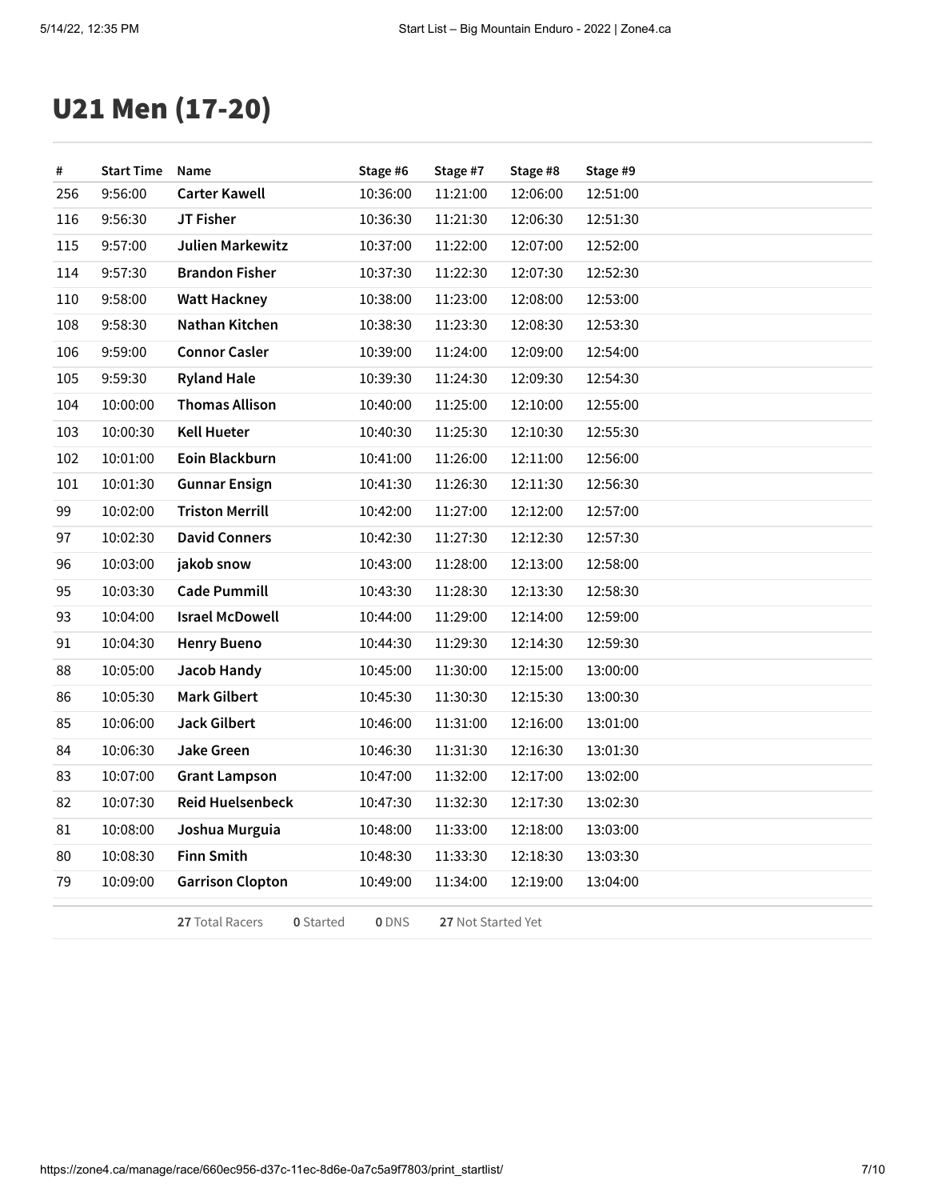# U21 Men (17-20)

| # | Start Time | Name | Stage #6 | Stage #7 | Stage #8 | Stage #9 |
|---|---|---|---|---|---|---|
| 256 | 9:56:00 | **Carter Kawell** | 10:36:00 | 11:21:00 | 12:06:00 | 12:51:00 |
| 116 | 9:56:30 | **JT Fisher** | 10:36:30 | 11:21:30 | 12:06:30 | 12:51:30 |
| 115 | 9:57:00 | **Julien Markewitz** | 10:37:00 | 11:22:00 | 12:07:00 | 12:52:00 |
| 114 | 9:57:30 | **Brandon Fisher** | 10:37:30 | 11:22:30 | 12:07:30 | 12:52:30 |
| 110 | 9:58:00 | **Watt Hackney** | 10:38:00 | 11:23:00 | 12:08:00 | 12:53:00 |
| 108 | 9:58:30 | **Nathan Kitchen** | 10:38:30 | 11:23:30 | 12:08:30 | 12:53:30 |
| 106 | 9:59:00 | **Connor Casler** | 10:39:00 | 11:24:00 | 12:09:00 | 12:54:00 |
| 105 | 9:59:30 | **Ryland Hale** | 10:39:30 | 11:24:30 | 12:09:30 | 12:54:30 |
| 104 | 10:00:00 | **Thomas Allison** | 10:40:00 | 11:25:00 | 12:10:00 | 12:55:00 |
| 103 | 10:00:30 | **Kell Hueter** | 10:40:30 | 11:25:30 | 12:10:30 | 12:55:30 |
| 102 | 10:01:00 | **Eoin Blackburn** | 10:41:00 | 11:26:00 | 12:11:00 | 12:56:00 |
| 101 | 10:01:30 | **Gunnar Ensign** | 10:41:30 | 11:26:30 | 12:11:30 | 12:56:30 |
| 99 | 10:02:00 | **Triston Merrill** | 10:42:00 | 11:27:00 | 12:12:00 | 12:57:00 |
| 97 | 10:02:30 | **David Conners** | 10:42:30 | 11:27:30 | 12:12:30 | 12:57:30 |
| 96 | 10:03:00 | **jakob snow** | 10:43:00 | 11:28:00 | 12:13:00 | 12:58:00 |
| 95 | 10:03:30 | **Cade Pummill** | 10:43:30 | 11:28:30 | 12:13:30 | 12:58:30 |
| 93 | 10:04:00 | **Israel McDowell** | 10:44:00 | 11:29:00 | 12:14:00 | 12:59:00 |
| 91 | 10:04:30 | **Henry Bueno** | 10:44:30 | 11:29:30 | 12:14:30 | 12:59:30 |
| 88 | 10:05:00 | **Jacob Handy** | 10:45:00 | 11:30:00 | 12:15:00 | 13:00:00 |
| 86 | 10:05:30 | **Mark Gilbert** | 10:45:30 | 11:30:30 | 12:15:30 | 13:00:30 |
| 85 | 10:06:00 | **Jack Gilbert** | 10:46:00 | 11:31:00 | 12:16:00 | 13:01:00 |
| 84 | 10:06:30 | **Jake Green** | 10:46:30 | 11:31:30 | 12:16:30 | 13:01:30 |
| 83 | 10:07:00 | **Grant Lampson** | 10:47:00 | 11:32:00 | 12:17:00 | 13:02:00 |
| 82 | 10:07:30 | **Reid Huelsenbeck** | 10:47:30 | 11:32:30 | 12:17:30 | 13:02:30 |
| 81 | 10:08:00 | **Joshua Murguia** | 10:48:00 | 11:33:00 | 12:18:00 | 13:03:00 |
| 80 | 10:08:30 | **Finn Smith** | 10:48:30 | 11:33:30 | 12:18:30 | 13:03:30 |
| 79 | 10:09:00 | **Garrison Clopton** | 10:49:00 | 11:34:00 | 12:19:00 | 13:04:00 |

**27** Total Racers **0** Started **0** DNS **27** Not Started Yet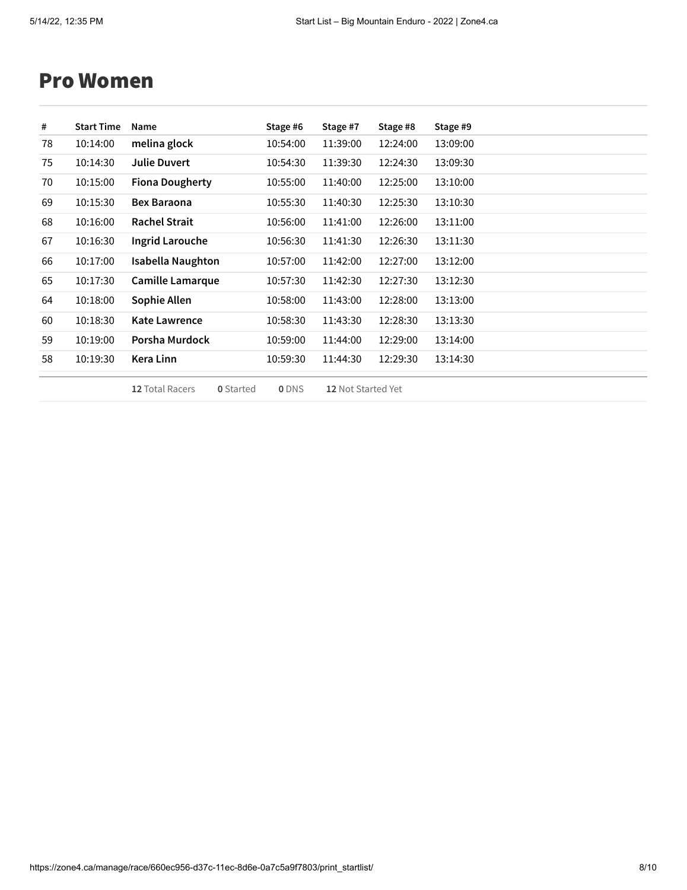# Pro Women

| # | Start Time | Name | Stage #6 | Stage #7 | Stage #8 | Stage #9 |
|---|---|---|---|---|---|---|
| 78 | 10:14:00 | **melina glock** | 10:54:00 | 11:39:00 | 12:24:00 | 13:09:00 |
| 75 | 10:14:30 | **Julie Duvert** | 10:54:30 | 11:39:30 | 12:24:30 | 13:09:30 |
| 70 | 10:15:00 | **Fiona Dougherty** | 10:55:00 | 11:40:00 | 12:25:00 | 13:10:00 |
| 69 | 10:15:30 | **Bex Baraona** | 10:55:30 | 11:40:30 | 12:25:30 | 13:10:30 |
| 68 | 10:16:00 | **Rachel Strait** | 10:56:00 | 11:41:00 | 12:26:00 | 13:11:00 |
| 67 | 10:16:30 | **Ingrid Larouche** | 10:56:30 | 11:41:30 | 12:26:30 | 13:11:30 |
| 66 | 10:17:00 | **Isabella Naughton** | 10:57:00 | 11:42:00 | 12:27:00 | 13:12:00 |
| 65 | 10:17:30 | **Camille Lamarque** | 10:57:30 | 11:42:30 | 12:27:30 | 13:12:30 |
| 64 | 10:18:00 | **Sophie Allen** | 10:58:00 | 11:43:00 | 12:28:00 | 13:13:00 |
| 60 | 10:18:30 | **Kate Lawrence** | 10:58:30 | 11:43:30 | 12:28:30 | 13:13:30 |
| 59 | 10:19:00 | **Porsha Murdock** | 10:59:00 | 11:44:00 | 12:29:00 | 13:14:00 |
| 58 | 10:19:30 | **Kera Linn** | 10:59:30 | 11:44:30 | 12:29:30 | 13:14:30 |

**12** Total Racers **0** Started **0** DNS **12** Not Started Yet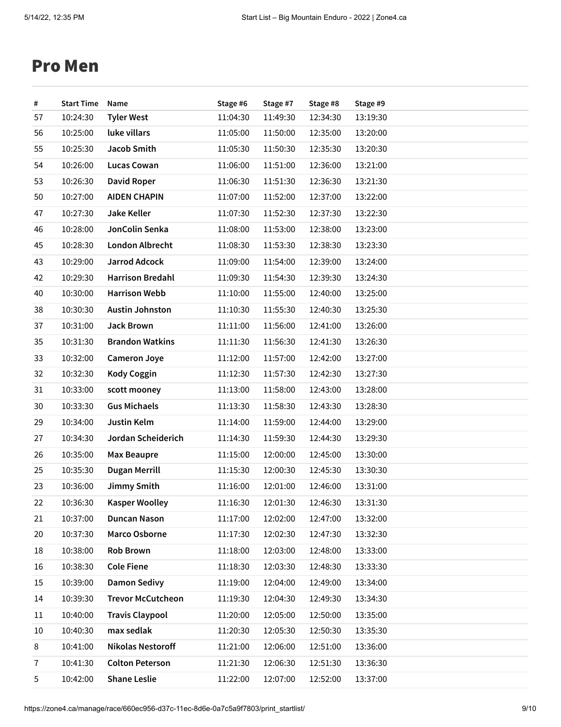# Pro Men

| # | Start Time | Name | Stage #6 | Stage #7 | Stage #8 | Stage #9 |
|---|---|---|---|---|---|---|
| 57 | 10:24:30 | Tyler West | 11:04:30 | 11:49:30 | 12:34:30 | 13:19:30 |
| 56 | 10:25:00 | luke villars | 11:05:00 | 11:50:00 | 12:35:00 | 13:20:00 |
| 55 | 10:25:30 | Jacob Smith | 11:05:30 | 11:50:30 | 12:35:30 | 13:20:30 |
| 54 | 10:26:00 | Lucas Cowan | 11:06:00 | 11:51:00 | 12:36:00 | 13:21:00 |
| 53 | 10:26:30 | David Roper | 11:06:30 | 11:51:30 | 12:36:30 | 13:21:30 |
| 50 | 10:27:00 | AIDEN CHAPIN | 11:07:00 | 11:52:00 | 12:37:00 | 13:22:00 |
| 47 | 10:27:30 | Jake Keller | 11:07:30 | 11:52:30 | 12:37:30 | 13:22:30 |
| 46 | 10:28:00 | JonColin Senka | 11:08:00 | 11:53:00 | 12:38:00 | 13:23:00 |
| 45 | 10:28:30 | London Albrecht | 11:08:30 | 11:53:30 | 12:38:30 | 13:23:30 |
| 43 | 10:29:00 | Jarrod Adcock | 11:09:00 | 11:54:00 | 12:39:00 | 13:24:00 |
| 42 | 10:29:30 | Harrison Bredahl | 11:09:30 | 11:54:30 | 12:39:30 | 13:24:30 |
| 40 | 10:30:00 | Harrison Webb | 11:10:00 | 11:55:00 | 12:40:00 | 13:25:00 |
| 38 | 10:30:30 | Austin Johnston | 11:10:30 | 11:55:30 | 12:40:30 | 13:25:30 |
| 37 | 10:31:00 | Jack Brown | 11:11:00 | 11:56:00 | 12:41:00 | 13:26:00 |
| 35 | 10:31:30 | Brandon Watkins | 11:11:30 | 11:56:30 | 12:41:30 | 13:26:30 |
| 33 | 10:32:00 | Cameron Joye | 11:12:00 | 11:57:00 | 12:42:00 | 13:27:00 |
| 32 | 10:32:30 | Kody Coggin | 11:12:30 | 11:57:30 | 12:42:30 | 13:27:30 |
| 31 | 10:33:00 | scott mooney | 11:13:00 | 11:58:00 | 12:43:00 | 13:28:00 |
| 30 | 10:33:30 | Gus Michaels | 11:13:30 | 11:58:30 | 12:43:30 | 13:28:30 |
| 29 | 10:34:00 | Justin Kelm | 11:14:00 | 11:59:00 | 12:44:00 | 13:29:00 |
| 27 | 10:34:30 | Jordan Scheiderich | 11:14:30 | 11:59:30 | 12:44:30 | 13:29:30 |
| 26 | 10:35:00 | Max Beaupre | 11:15:00 | 12:00:00 | 12:45:00 | 13:30:00 |
| 25 | 10:35:30 | Dugan Merrill | 11:15:30 | 12:00:30 | 12:45:30 | 13:30:30 |
| 23 | 10:36:00 | Jimmy Smith | 11:16:00 | 12:01:00 | 12:46:00 | 13:31:00 |
| 22 | 10:36:30 | Kasper Woolley | 11:16:30 | 12:01:30 | 12:46:30 | 13:31:30 |
| 21 | 10:37:00 | Duncan Nason | 11:17:00 | 12:02:00 | 12:47:00 | 13:32:00 |
| 20 | 10:37:30 | Marco Osborne | 11:17:30 | 12:02:30 | 12:47:30 | 13:32:30 |
| 18 | 10:38:00 | Rob Brown | 11:18:00 | 12:03:00 | 12:48:00 | 13:33:00 |
| 16 | 10:38:30 | Cole Fiene | 11:18:30 | 12:03:30 | 12:48:30 | 13:33:30 |
| 15 | 10:39:00 | Damon Sedivy | 11:19:00 | 12:04:00 | 12:49:00 | 13:34:00 |
| 14 | 10:39:30 | Trevor McCutcheon | 11:19:30 | 12:04:30 | 12:49:30 | 13:34:30 |
| 11 | 10:40:00 | Travis Claypool | 11:20:00 | 12:05:00 | 12:50:00 | 13:35:00 |
| 10 | 10:40:30 | max sedlak | 11:20:30 | 12:05:30 | 12:50:30 | 13:35:30 |
| 8 | 10:41:00 | Nikolas Nestoroff | 11:21:00 | 12:06:00 | 12:51:00 | 13:36:00 |
| 7 | 10:41:30 | Colton Peterson | 11:21:30 | 12:06:30 | 12:51:30 | 13:36:30 |
| 5 | 10:42:00 | Shane Leslie | 11:22:00 | 12:07:00 | 12:52:00 | 13:37:00 |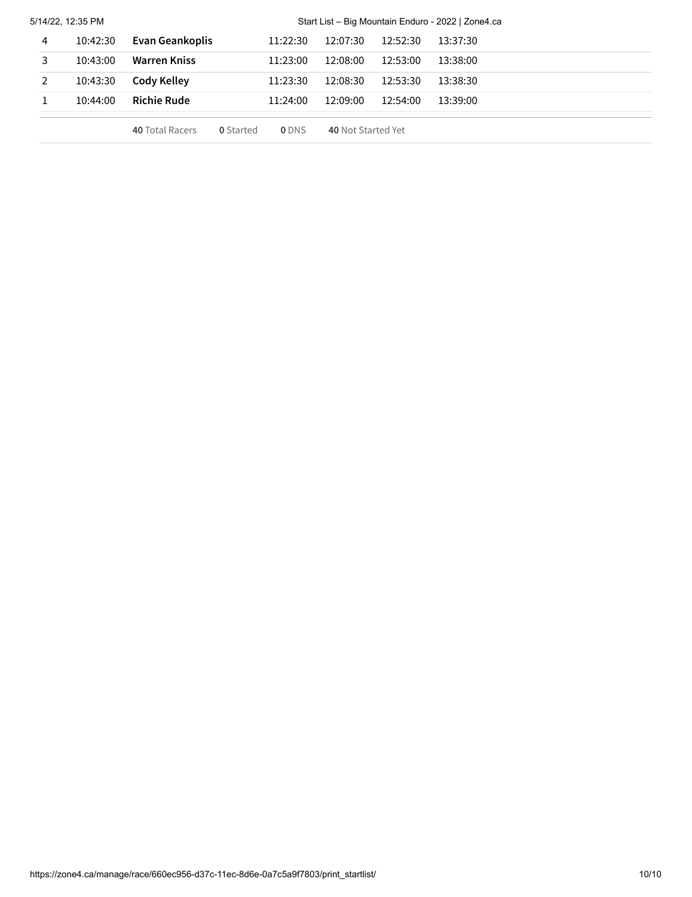| | | | | | | |
|---|---|---|---|---|---|---|
| 4 | 10:42:30 | **Evan Geankoplis** | 11:22:30 | 12:07:30 | 12:52:30 | 13:37:30 |
| 3 | 10:43:00 | **Warren Kniss** | 11:23:00 | 12:08:00 | 12:53:00 | 13:38:00 |
| 2 | 10:43:30 | **Cody Kelley** | 11:23:30 | 12:08:30 | 12:53:30 | 13:38:30 |
| 1 | 10:44:00 | **Richie Rude** | 11:24:00 | 12:09:00 | 12:54:00 | 13:39:00 |

**40** Total Racers **0** Started **0** DNS **40** Not Started Yet